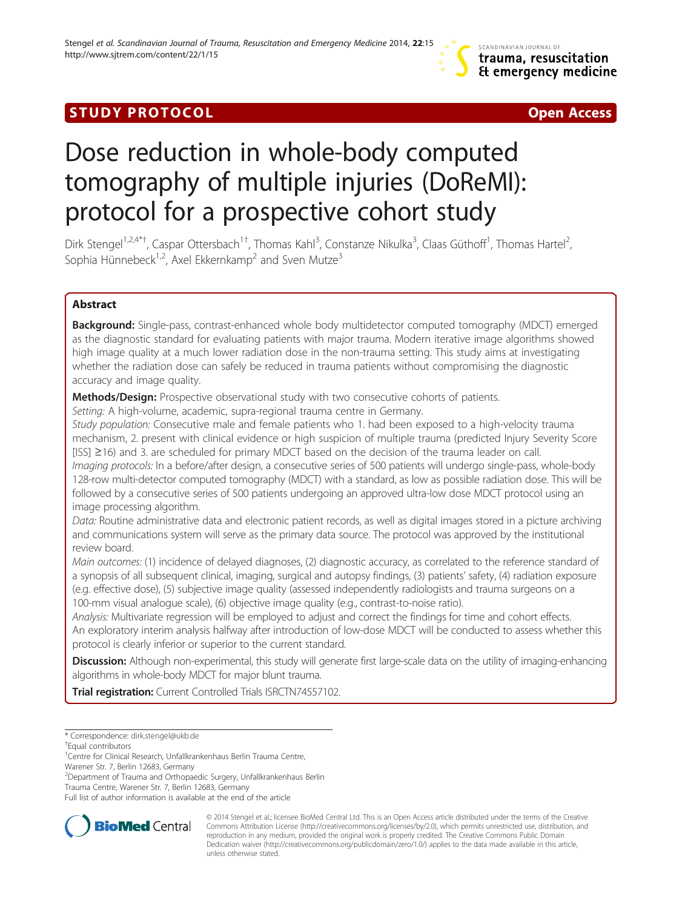STUDY PROTOCOL Open Access

# Dose reduction in whole-body computed tomography of multiple injuries (DoReMI): protocol for a prospective cohort study

Dirk Stengel[1,2,4*†], Caspar Ottersbach[1†], Thomas Kahl[3], Constanze Nikulka[3], Claas Güthoff[1], Thomas Hartel[2], Sophia Hünnebeck[1,2], Axel Ekkernkamp[2] and Sven Mutze[3]

## Abstract

**Background:** Single-pass, contrast-enhanced whole body multidetector computed tomography (MDCT) emerged as the diagnostic standard for evaluating patients with major trauma. Modern iterative image algorithms showed high image quality at a much lower radiation dose in the non-trauma setting. This study aims at investigating whether the radiation dose can safely be reduced in trauma patients without compromising the diagnostic accuracy and image quality.

**Methods/Design:** Prospective observational study with two consecutive cohorts of patients.

*Setting:* A high-volume, academic, supra-regional trauma centre in Germany.

*Study population:* Consecutive male and female patients who 1. had been exposed to a high-velocity trauma mechanism, 2. present with clinical evidence or high suspicion of multiple trauma (predicted Injury Severity Score [ISS] ≥16) and 3. are scheduled for primary MDCT based on the decision of the trauma leader on call.

*Imaging protocols:* In a before/after design, a consecutive series of 500 patients will undergo single-pass, whole-body 128-row multi-detector computed tomography (MDCT) with a standard, as low as possible radiation dose. This will be followed by a consecutive series of 500 patients undergoing an approved ultra-low dose MDCT protocol using an image processing algorithm.

*Data:* Routine administrative data and electronic patient records, as well as digital images stored in a picture archiving and communications system will serve as the primary data source. The protocol was approved by the institutional review board.

*Main outcomes:* (1) incidence of delayed diagnoses, (2) diagnostic accuracy, as correlated to the reference standard of a synopsis of all subsequent clinical, imaging, surgical and autopsy findings, (3) patients' safety, (4) radiation exposure (e.g. effective dose), (5) subjective image quality (assessed independently radiologists and trauma surgeons on a 100-mm visual analogue scale), (6) objective image quality (e.g., contrast-to-noise ratio).

*Analysis:* Multivariate regression will be employed to adjust and correct the findings for time and cohort effects. An exploratory interim analysis halfway after introduction of low-dose MDCT will be conducted to assess whether this protocol is clearly inferior or superior to the current standard.

**Discussion:** Although non-experimental, this study will generate first large-scale data on the utility of imaging-enhancing algorithms in whole-body MDCT for major blunt trauma.

**Trial registration:** Current Controlled Trials ISRCTN74557102.

\* Correspondence: dirk.stengel@ukb.de

†Equal contributors

[1]Centre for Clinical Research, Unfallkrankenhaus Berlin Trauma Centre, Warener Str. 7, Berlin 12683, Germany

[2]Department of Trauma and Orthopaedic Surgery, Unfallkrankenhaus Berlin Trauma Centre, Warener Str. 7, Berlin 12683, Germany

Full list of author information is available at the end of the article

© 2014 Stengel et al.; licensee BioMed Central Ltd. This is an Open Access article distributed under the terms of the Creative Commons Attribution License (http://creativecommons.org/licenses/by/2.0), which permits unrestricted use, distribution, and reproduction in any medium, provided the original work is properly credited. The Creative Commons Public Domain Dedication waiver (http://creativecommons.org/publicdomain/zero/1.0/) applies to the data made available in this article, unless otherwise stated.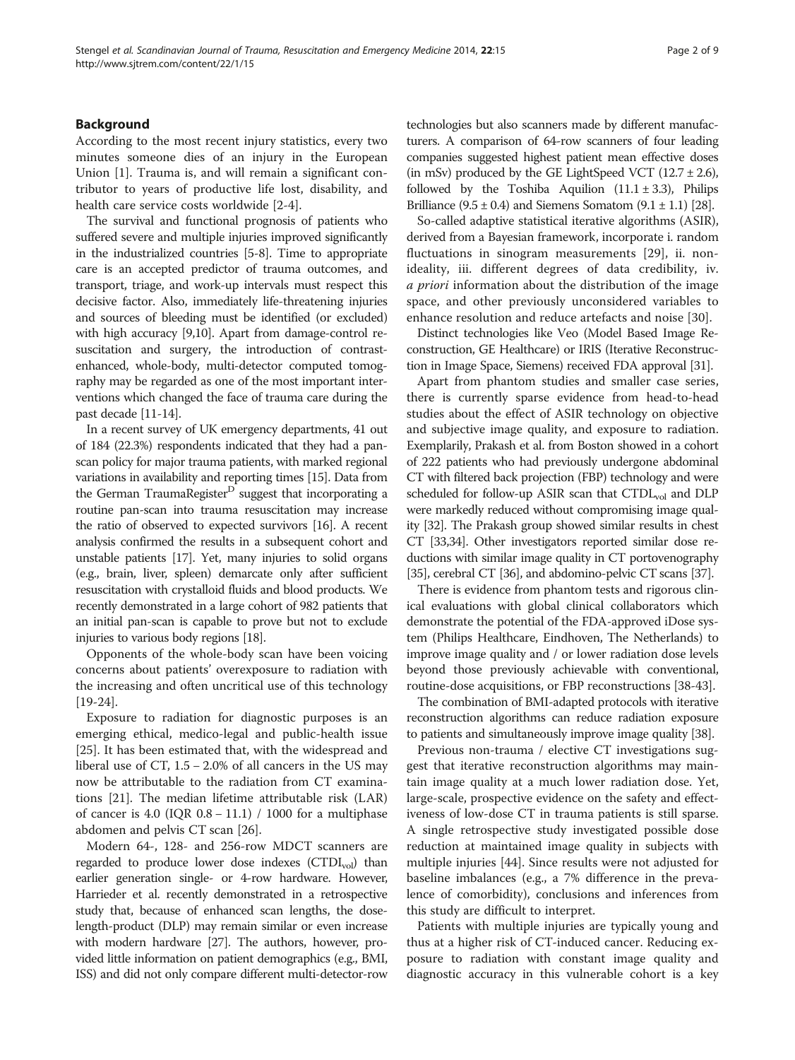## Background

According to the most recent injury statistics, every two minutes someone dies of an injury in the European Union [1]. Trauma is, and will remain a significant contributor to years of productive life lost, disability, and health care service costs worldwide [2-4].

The survival and functional prognosis of patients who suffered severe and multiple injuries improved significantly in the industrialized countries [5-8]. Time to appropriate care is an accepted predictor of trauma outcomes, and transport, triage, and work-up intervals must respect this decisive factor. Also, immediately life-threatening injuries and sources of bleeding must be identified (or excluded) with high accuracy [9,10]. Apart from damage-control resuscitation and surgery, the introduction of contrast-enhanced, whole-body, multi-detector computed tomography may be regarded as one of the most important interventions which changed the face of trauma care during the past decade [11-14].

In a recent survey of UK emergency departments, 41 out of 184 (22.3%) respondents indicated that they had a pan-scan policy for major trauma patients, with marked regional variations in availability and reporting times [15]. Data from the German TraumaRegister[D] suggest that incorporating a routine pan-scan into trauma resuscitation may increase the ratio of observed to expected survivors [16]. A recent analysis confirmed the results in a subsequent cohort and unstable patients [17]. Yet, many injuries to solid organs (e.g., brain, liver, spleen) demarcate only after sufficient resuscitation with crystalloid fluids and blood products. We recently demonstrated in a large cohort of 982 patients that an initial pan-scan is capable to prove but not to exclude injuries to various body regions [18].

Opponents of the whole-body scan have been voicing concerns about patients' overexposure to radiation with the increasing and often uncritical use of this technology [19-24].

Exposure to radiation for diagnostic purposes is an emerging ethical, medico-legal and public-health issue [25]. It has been estimated that, with the widespread and liberal use of CT, 1.5 – 2.0% of all cancers in the US may now be attributable to the radiation from CT examinations [21]. The median lifetime attributable risk (LAR) of cancer is 4.0 (IQR 0.8 – 11.1) / 1000 for a multiphase abdomen and pelvis CT scan [26].

Modern 64-, 128- and 256-row MDCT scanners are regarded to produce lower dose indexes ($CTDI_{vol}$) than earlier generation single- or 4-row hardware. However, Harrieder et al. recently demonstrated in a retrospective study that, because of enhanced scan lengths, the dose-length-product (DLP) may remain similar or even increase with modern hardware [27]. The authors, however, provided little information on patient demographics (e.g., BMI, ISS) and did not only compare different multi-detector-row technologies but also scanners made by different manufacturers. A comparison of 64-row scanners of four leading companies suggested highest patient mean effective doses (in mSv) produced by the GE LightSpeed VCT (12.7 ± 2.6), followed by the Toshiba Aquilion (11.1 ± 3.3), Philips Brilliance (9.5 ± 0.4) and Siemens Somatom (9.1 ± 1.1) [28].

So-called adaptive statistical iterative algorithms (ASIR), derived from a Bayesian framework, incorporate i. random fluctuations in sinogram measurements [29], ii. non-ideality, iii. different degrees of data credibility, iv. *a priori* information about the distribution of the image space, and other previously unconsidered variables to enhance resolution and reduce artefacts and noise [30].

Distinct technologies like Veo (Model Based Image Reconstruction, GE Healthcare) or IRIS (Iterative Reconstruction in Image Space, Siemens) received FDA approval [31].

Apart from phantom studies and smaller case series, there is currently sparse evidence from head-to-head studies about the effect of ASIR technology on objective and subjective image quality, and exposure to radiation. Exemplarily, Prakash et al. from Boston showed in a cohort of 222 patients who had previously undergone abdominal CT with filtered back projection (FBP) technology and were scheduled for follow-up ASIR scan that $CTDL_{vol}$ and DLP were markedly reduced without compromising image quality [32]. The Prakash group showed similar results in chest CT [33,34]. Other investigators reported similar dose reductions with similar image quality in CT portovenography [35], cerebral CT [36], and abdomino-pelvic CT scans [37].

There is evidence from phantom tests and rigorous clinical evaluations with global clinical collaborators which demonstrate the potential of the FDA-approved iDose system (Philips Healthcare, Eindhoven, The Netherlands) to improve image quality and / or lower radiation dose levels beyond those previously achievable with conventional, routine-dose acquisitions, or FBP reconstructions [38-43].

The combination of BMI-adapted protocols with iterative reconstruction algorithms can reduce radiation exposure to patients and simultaneously improve image quality [38].

Previous non-trauma / elective CT investigations suggest that iterative reconstruction algorithms may maintain image quality at a much lower radiation dose. Yet, large-scale, prospective evidence on the safety and effectiveness of low-dose CT in trauma patients is still sparse. A single retrospective study investigated possible dose reduction at maintained image quality in subjects with multiple injuries [44]. Since results were not adjusted for baseline imbalances (e.g., a 7% difference in the prevalence of comorbidity), conclusions and inferences from this study are difficult to interpret.

Patients with multiple injuries are typically young and thus at a higher risk of CT-induced cancer. Reducing exposure to radiation with constant image quality and diagnostic accuracy in this vulnerable cohort is a key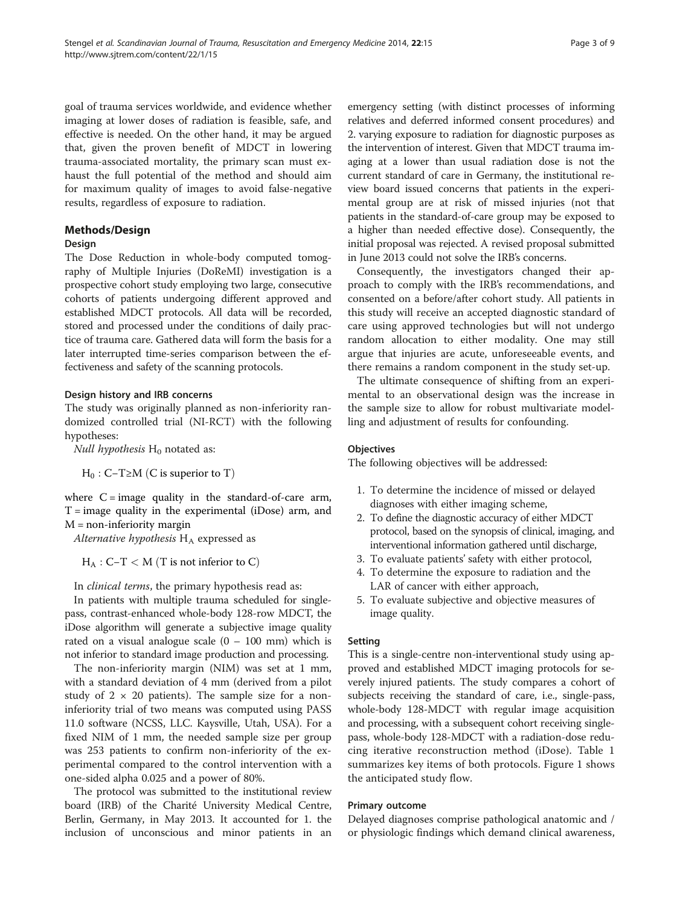goal of trauma services worldwide, and evidence whether imaging at lower doses of radiation is feasible, safe, and effective is needed. On the other hand, it may be argued that, given the proven benefit of MDCT in lowering trauma-associated mortality, the primary scan must exhaust the full potential of the method and should aim for maximum quality of images to avoid false-negative results, regardless of exposure to radiation.

## Methods/Design

### Design

The Dose Reduction in whole-body computed tomography of Multiple Injuries (DoReMI) investigation is a prospective cohort study employing two large, consecutive cohorts of patients undergoing different approved and established MDCT protocols. All data will be recorded, stored and processed under the conditions of daily practice of trauma care. Gathered data will form the basis for a later interrupted time-series comparison between the effectiveness and safety of the scanning protocols.

#### Design history and IRB concerns

The study was originally planned as non-inferiority randomized controlled trial (NI-RCT) with the following hypotheses:

*Null hypothesis* $H_0$ notated as:

$$H_0 : C - T \geq M \text{ (C is superior to T)}$$

where C = image quality in the standard-of-care arm, T = image quality in the experimental (iDose) arm, and M = non-inferiority margin

*Alternative hypothesis* $H_A$ expressed as

$$H_A : C - T < M \text{ (T is not inferior to C)}$$

In *clinical terms*, the primary hypothesis read as:

In patients with multiple trauma scheduled for single-pass, contrast-enhanced whole-body 128-row MDCT, the iDose algorithm will generate a subjective image quality rated on a visual analogue scale (0 – 100 mm) which is not inferior to standard image production and processing.

The non-inferiority margin (NIM) was set at 1 mm, with a standard deviation of 4 mm (derived from a pilot study of 2 × 20 patients). The sample size for a non-inferiority trial of two means was computed using PASS 11.0 software (NCSS, LLC. Kaysville, Utah, USA). For a fixed NIM of 1 mm, the needed sample size per group was 253 patients to confirm non-inferiority of the experimental compared to the control intervention with a one-sided alpha 0.025 and a power of 80%.

The protocol was submitted to the institutional review board (IRB) of the Charité University Medical Centre, Berlin, Germany, in May 2013. It accounted for 1. the inclusion of unconscious and minor patients in an emergency setting (with distinct processes of informing relatives and deferred informed consent procedures) and 2. varying exposure to radiation for diagnostic purposes as the intervention of interest. Given that MDCT trauma imaging at a lower than usual radiation dose is not the current standard of care in Germany, the institutional review board issued concerns that patients in the experimental group are at risk of missed injuries (not that patients in the standard-of-care group may be exposed to a higher than needed effective dose). Consequently, the initial proposal was rejected. A revised proposal submitted in June 2013 could not solve the IRB's concerns.

Consequently, the investigators changed their approach to comply with the IRB's recommendations, and consented on a before/after cohort study. All patients in this study will receive an accepted diagnostic standard of care using approved technologies but will not undergo random allocation to either modality. One may still argue that injuries are acute, unforeseeable events, and there remains a random component in the study set-up.

The ultimate consequence of shifting from an experimental to an observational design was the increase in the sample size to allow for robust multivariate modelling and adjustment of results for confounding.

### Objectives

The following objectives will be addressed:

1. To determine the incidence of missed or delayed diagnoses with either imaging scheme,
2. To define the diagnostic accuracy of either MDCT protocol, based on the synopsis of clinical, imaging, and interventional information gathered until discharge,
3. To evaluate patients' safety with either protocol,
4. To determine the exposure to radiation and the LAR of cancer with either approach,
5. To evaluate subjective and objective measures of image quality.

### Setting

This is a single-centre non-interventional study using approved and established MDCT imaging protocols for severely injured patients. The study compares a cohort of subjects receiving the standard of care, i.e., single-pass, whole-body 128-MDCT with regular image acquisition and processing, with a subsequent cohort receiving single-pass, whole-body 128-MDCT with a radiation-dose reducing iterative reconstruction method (iDose). Table 1 summarizes key items of both protocols. Figure 1 shows the anticipated study flow.

### Primary outcome

Delayed diagnoses comprise pathological anatomic and / or physiologic findings which demand clinical awareness,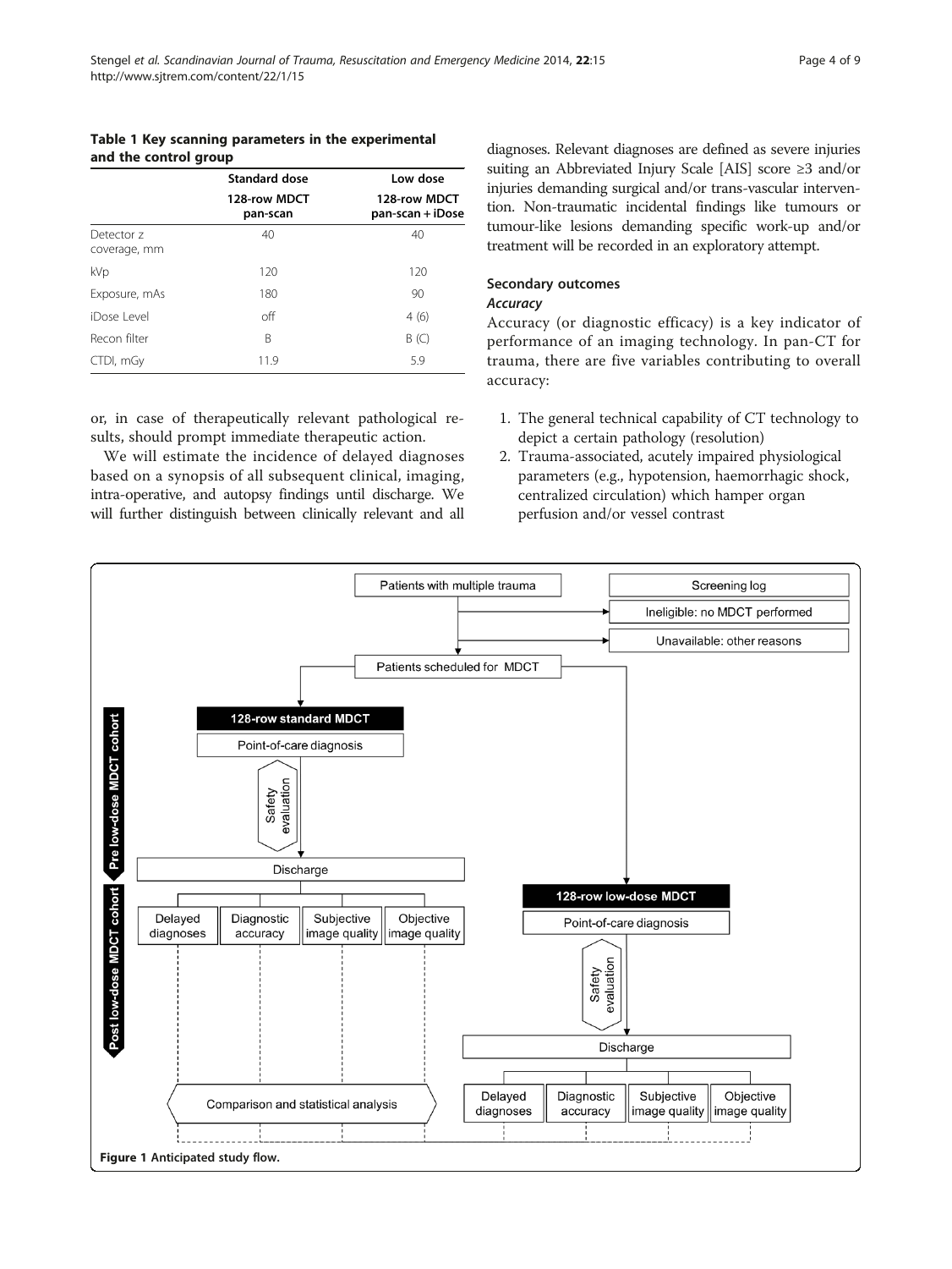**Table 1 Key scanning parameters in the experimental and the control group**

| | Standard dose | Low dose |
|---|---|---|
| | 128-row MDCT pan-scan | 128-row MDCT pan-scan + iDose |
| Detector z coverage, mm | 40 | 40 |
| kVp | 120 | 120 |
| Exposure, mAs | 180 | 90 |
| iDose Level | off | 4 (6) |
| Recon filter | B | B (C) |
| CTDI, mGy | 11.9 | 5.9 |

or, in case of therapeutically relevant pathological results, should prompt immediate therapeutic action.

We will estimate the incidence of delayed diagnoses based on a synopsis of all subsequent clinical, imaging, intra-operative, and autopsy findings until discharge. We will further distinguish between clinically relevant and all diagnoses. Relevant diagnoses are defined as severe injuries suiting an Abbreviated Injury Scale [AIS] score ≥3 and/or injuries demanding surgical and/or trans-vascular intervention. Non-traumatic incidental findings like tumours or tumour-like lesions demanding specific work-up and/or treatment will be recorded in an exploratory attempt.

### Secondary outcomes

#### *Accuracy*

Accuracy (or diagnostic efficacy) is a key indicator of performance of an imaging technology. In pan-CT for trauma, there are five variables contributing to overall accuracy:

1. The general technical capability of CT technology to depict a certain pathology (resolution)
2. Trauma-associated, acutely impaired physiological parameters (e.g., hypotension, haemorrhagic shock, centralized circulation) which hamper organ perfusion and/or vessel contrast

Figure 1 Anticipated study flow.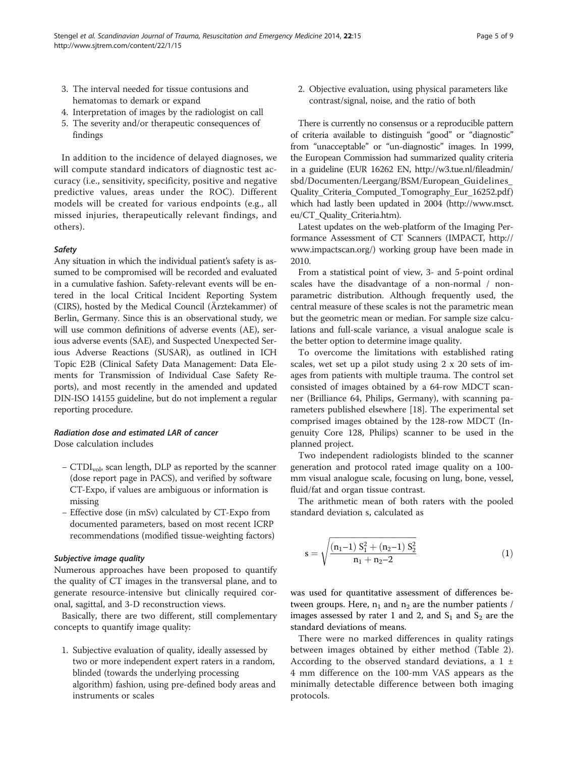3. The interval needed for tissue contusions and hematomas to demark or expand
4. Interpretation of images by the radiologist on call
5. The severity and/or therapeutic consequences of findings

In addition to the incidence of delayed diagnoses, we will compute standard indicators of diagnostic test accuracy (i.e., sensitivity, specificity, positive and negative predictive values, areas under the ROC). Different models will be created for various endpoints (e.g., all missed injuries, therapeutically relevant findings, and others).

#### *Safety*

Any situation in which the individual patient's safety is assumed to be compromised will be recorded and evaluated in a cumulative fashion. Safety-relevant events will be entered in the local Critical Incident Reporting System (CIRS), hosted by the Medical Council (Ärztekammer) of Berlin, Germany. Since this is an observational study, we will use common definitions of adverse events (AE), serious adverse events (SAE), and Suspected Unexpected Serious Adverse Reactions (SUSAR), as outlined in ICH Topic E2B (Clinical Safety Data Management: Data Elements for Transmission of Individual Case Safety Reports), and most recently in the amended and updated DIN-ISO 14155 guideline, but do not implement a regular reporting procedure.

#### *Radiation dose and estimated LAR of cancer*

Dose calculation includes

- $CTDI_{vol}$, scan length, DLP as reported by the scanner (dose report page in PACS), and verified by software CT-Expo, if values are ambiguous or information is missing
- Effective dose (in mSv) calculated by CT-Expo from documented parameters, based on most recent ICRP recommendations (modified tissue-weighting factors)

#### *Subjective image quality*

Numerous approaches have been proposed to quantify the quality of CT images in the transversal plane, and to generate resource-intensive but clinically required coronal, sagittal, and 3-D reconstruction views.

Basically, there are two different, still complementary concepts to quantify image quality:

1. Subjective evaluation of quality, ideally assessed by two or more independent expert raters in a random, blinded (towards the underlying processing algorithm) fashion, using pre-defined body areas and instruments or scales
2. Objective evaluation, using physical parameters like contrast/signal, noise, and the ratio of both

There is currently no consensus or a reproducible pattern of criteria available to distinguish "good" or "diagnostic" from "unacceptable" or "un-diagnostic" images. In 1999, the European Commission had summarized quality criteria in a guideline (EUR 16262 EN, http://w3.tue.nl/fileadmin/sbd/Documenten/Leergang/BSM/European_Guidelines_Quality_Criteria_Computed_Tomography_Eur_16252.pdf) which had lastly been updated in 2004 (http://www.msct.eu/CT_Quality_Criteria.htm).

Latest updates on the web-platform of the Imaging Performance Assessment of CT Scanners (IMPACT, http://www.impactscan.org/) working group have been made in 2010.

From a statistical point of view, 3- and 5-point ordinal scales have the disadvantage of a non-normal / non-parametric distribution. Although frequently used, the central measure of these scales is not the parametric mean but the geometric mean or median. For sample size calculations and full-scale variance, a visual analogue scale is the better option to determine image quality.

To overcome the limitations with established rating scales, wet set up a pilot study using 2 x 20 sets of images from patients with multiple trauma. The control set consisted of images obtained by a 64-row MDCT scanner (Brilliance 64, Philips, Germany), with scanning parameters published elsewhere [18]. The experimental set comprised images obtained by the 128-row MDCT (Ingenuity Core 128, Philips) scanner to be used in the planned project.

Two independent radiologists blinded to the scanner generation and protocol rated image quality on a 100-mm visual analogue scale, focusing on lung, bone, vessel, fluid/fat and organ tissue contrast.

The arithmetic mean of both raters with the pooled standard deviation s, calculated as

$$s = \sqrt{\frac{(n_1 - 1)\, S_1^2 + (n_2 - 1)\, S_2^2}{n_1 + n_2 - 2}} \quad (1)$$

was used for quantitative assessment of differences between groups. Here, $n_1$ and $n_2$ are the number patients / images assessed by rater 1 and 2, and $S_1$ and $S_2$ are the standard deviations of means.

There were no marked differences in quality ratings between images obtained by either method (Table 2). According to the observed standard deviations, a 1 ± 4 mm difference on the 100-mm VAS appears as the minimally detectable difference between both imaging protocols.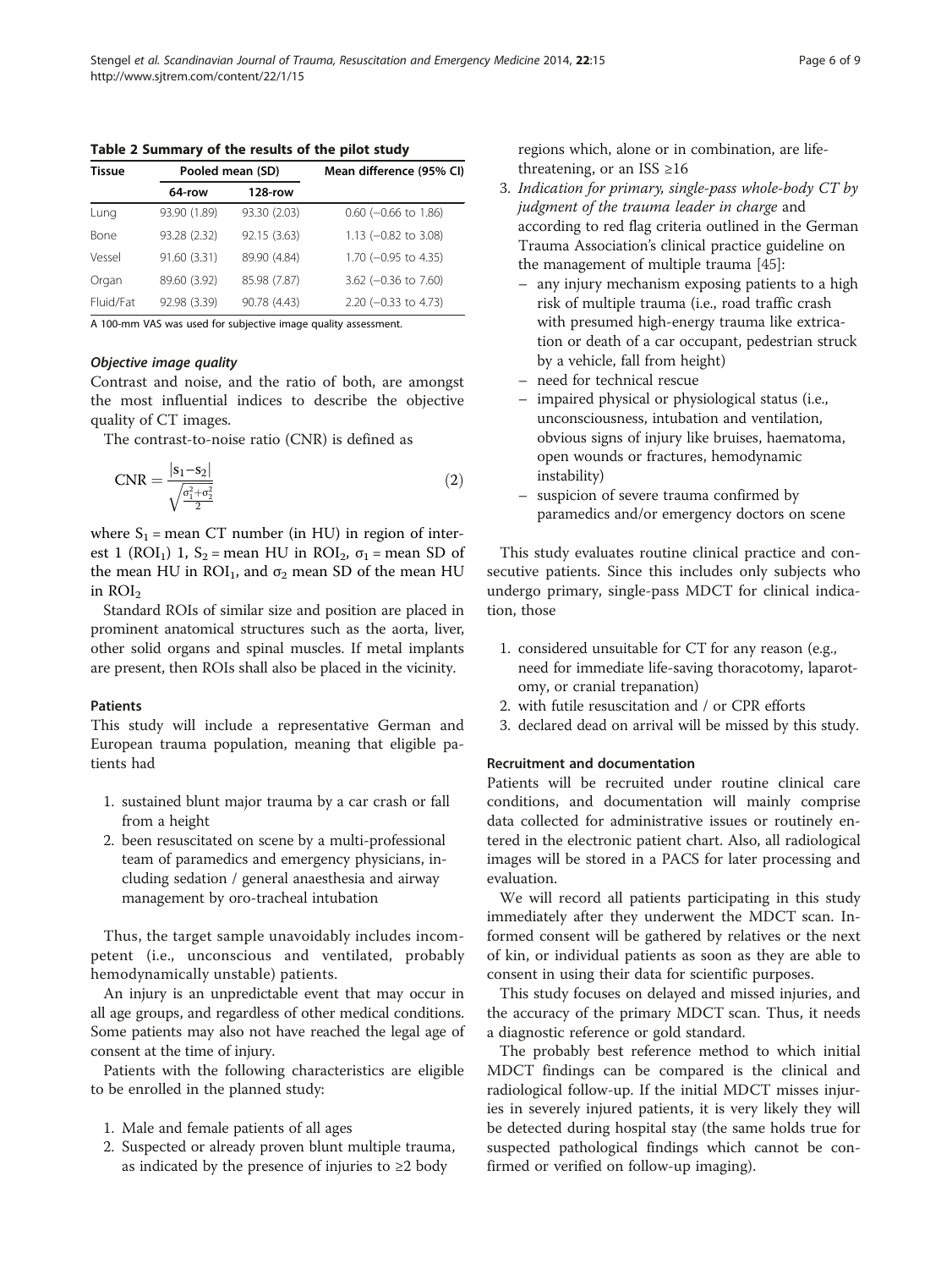**Table 2 Summary of the results of the pilot study**

| Tissue | Pooled mean (SD) | | Mean difference (95% CI) |
|---|---|---|---|
| | 64-row | 128-row | |
| Lung | 93.90 (1.89) | 93.30 (2.03) | 0.60 (−0.66 to 1.86) |
| Bone | 93.28 (2.32) | 92.15 (3.63) | 1.13 (−0.82 to 3.08) |
| Vessel | 91.60 (3.31) | 89.90 (4.84) | 1.70 (−0.95 to 4.35) |
| Organ | 89.60 (3.92) | 85.98 (7.87) | 3.62 (−0.36 to 7.60) |
| Fluid/Fat | 92.98 (3.39) | 90.78 (4.43) | 2.20 (−0.33 to 4.73) |

A 100-mm VAS was used for subjective image quality assessment.

#### *Objective image quality*

Contrast and noise, and the ratio of both, are amongst the most influential indices to describe the objective quality of CT images.

The contrast-to-noise ratio (CNR) is defined as

$$\mathrm{CNR} = \frac{|s_1 - s_2|}{\sqrt{\frac{\sigma_1^2 + \sigma_2^2}{2}}} \quad (2)$$

where $S_1$ = mean CT number (in HU) in region of interest 1 ($\mathrm{ROI}_1$) 1, $S_2$ = mean HU in $\mathrm{ROI}_2$, $\sigma_1$ = mean SD of the mean HU in $\mathrm{ROI}_1$, and $\sigma_2$ mean SD of the mean HU in $\mathrm{ROI}_2$

Standard ROIs of similar size and position are placed in prominent anatomical structures such as the aorta, liver, other solid organs and spinal muscles. If metal implants are present, then ROIs shall also be placed in the vicinity.

### Patients

This study will include a representative German and European trauma population, meaning that eligible patients had

1. sustained blunt major trauma by a car crash or fall from a height
2. been resuscitated on scene by a multi-professional team of paramedics and emergency physicians, including sedation / general anaesthesia and airway management by oro-tracheal intubation

Thus, the target sample unavoidably includes incompetent (i.e., unconscious and ventilated, probably hemodynamically unstable) patients.

An injury is an unpredictable event that may occur in all age groups, and regardless of other medical conditions. Some patients may also not have reached the legal age of consent at the time of injury.

Patients with the following characteristics are eligible to be enrolled in the planned study:

1. Male and female patients of all ages
2. Suspected or already proven blunt multiple trauma, as indicated by the presence of injuries to ≥2 body regions which, alone or in combination, are life-threatening, or an ISS ≥16
3. *Indication for primary, single-pass whole-body CT by judgment of the trauma leader in charge* and according to red flag criteria outlined in the German Trauma Association's clinical practice guideline on the management of multiple trauma [45]:
   - any injury mechanism exposing patients to a high risk of multiple trauma (i.e., road traffic crash with presumed high-energy trauma like extrication or death of a car occupant, pedestrian struck by a vehicle, fall from height)
   - need for technical rescue
   - impaired physical or physiological status (i.e., unconsciousness, intubation and ventilation, obvious signs of injury like bruises, haematoma, open wounds or fractures, hemodynamic instability)
   - suspicion of severe trauma confirmed by paramedics and/or emergency doctors on scene

This study evaluates routine clinical practice and consecutive patients. Since this includes only subjects who undergo primary, single-pass MDCT for clinical indication, those

1. considered unsuitable for CT for any reason (e.g., need for immediate life-saving thoracotomy, laparotomy, or cranial trepanation)
2. with futile resuscitation and / or CPR efforts
3. declared dead on arrival will be missed by this study.

### Recruitment and documentation

Patients will be recruited under routine clinical care conditions, and documentation will mainly comprise data collected for administrative issues or routinely entered in the electronic patient chart. Also, all radiological images will be stored in a PACS for later processing and evaluation.

We will record all patients participating in this study immediately after they underwent the MDCT scan. Informed consent will be gathered by relatives or the next of kin, or individual patients as soon as they are able to consent in using their data for scientific purposes.

This study focuses on delayed and missed injuries, and the accuracy of the primary MDCT scan. Thus, it needs a diagnostic reference or gold standard.

The probably best reference method to which initial MDCT findings can be compared is the clinical and radiological follow-up. If the initial MDCT misses injuries in severely injured patients, it is very likely they will be detected during hospital stay (the same holds true for suspected pathological findings which cannot be confirmed or verified on follow-up imaging).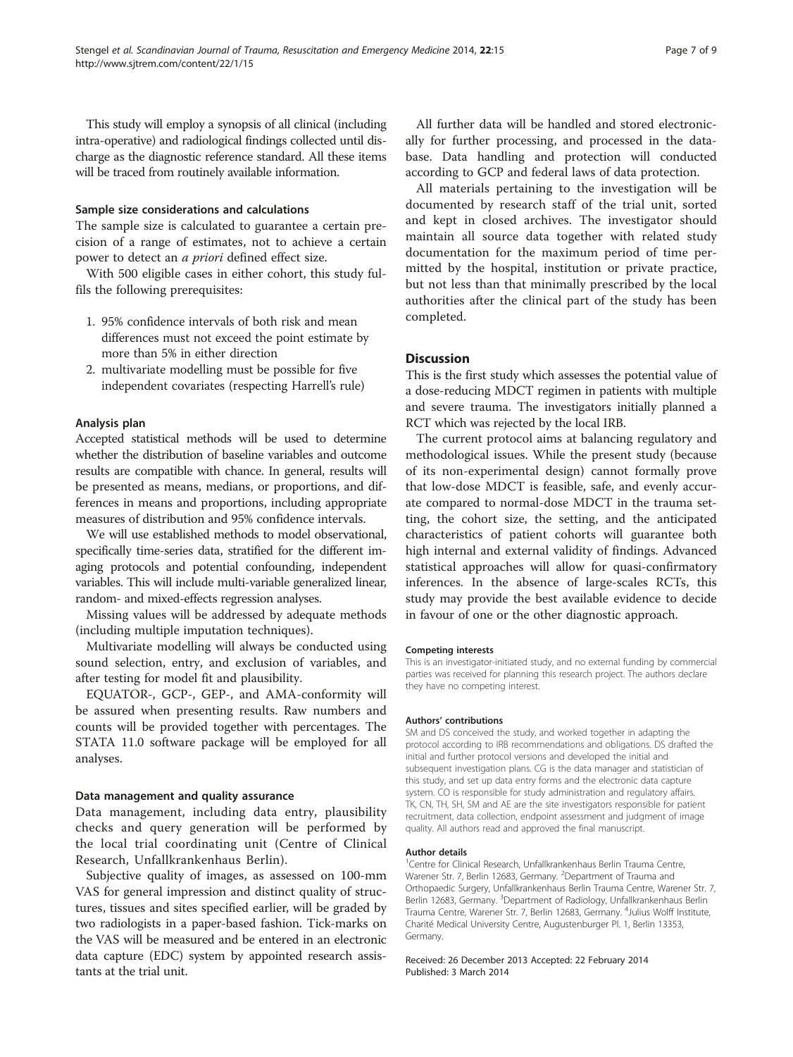This study will employ a synopsis of all clinical (including intra-operative) and radiological findings collected until discharge as the diagnostic reference standard. All these items will be traced from routinely available information.

### Sample size considerations and calculations

The sample size is calculated to guarantee a certain precision of a range of estimates, not to achieve a certain power to detect an *a priori* defined effect size.

With 500 eligible cases in either cohort, this study fulfils the following prerequisites:

1. 95% confidence intervals of both risk and mean differences must not exceed the point estimate by more than 5% in either direction
2. multivariate modelling must be possible for five independent covariates (respecting Harrell's rule)

### Analysis plan

Accepted statistical methods will be used to determine whether the distribution of baseline variables and outcome results are compatible with chance. In general, results will be presented as means, medians, or proportions, and differences in means and proportions, including appropriate measures of distribution and 95% confidence intervals.

We will use established methods to model observational, specifically time-series data, stratified for the different imaging protocols and potential confounding, independent variables. This will include multi-variable generalized linear, random- and mixed-effects regression analyses.

Missing values will be addressed by adequate methods (including multiple imputation techniques).

Multivariate modelling will always be conducted using sound selection, entry, and exclusion of variables, and after testing for model fit and plausibility.

EQUATOR-, GCP-, GEP-, and AMA-conformity will be assured when presenting results. Raw numbers and counts will be provided together with percentages. The STATA 11.0 software package will be employed for all analyses.

### Data management and quality assurance

Data management, including data entry, plausibility checks and query generation will be performed by the local trial coordinating unit (Centre of Clinical Research, Unfallkrankenhaus Berlin).

Subjective quality of images, as assessed on 100-mm VAS for general impression and distinct quality of structures, tissues and sites specified earlier, will be graded by two radiologists in a paper-based fashion. Tick-marks on the VAS will be measured and be entered in an electronic data capture (EDC) system by appointed research assistants at the trial unit.

All further data will be handled and stored electronically for further processing, and processed in the database. Data handling and protection will conducted according to GCP and federal laws of data protection.

All materials pertaining to the investigation will be documented by research staff of the trial unit, sorted and kept in closed archives. The investigator should maintain all source data together with related study documentation for the maximum period of time permitted by the hospital, institution or private practice, but not less than that minimally prescribed by the local authorities after the clinical part of the study has been completed.

## Discussion

This is the first study which assesses the potential value of a dose-reducing MDCT regimen in patients with multiple and severe trauma. The investigators initially planned a RCT which was rejected by the local IRB.

The current protocol aims at balancing regulatory and methodological issues. While the present study (because of its non-experimental design) cannot formally prove that low-dose MDCT is feasible, safe, and evenly accurate compared to normal-dose MDCT in the trauma setting, the cohort size, the setting, and the anticipated characteristics of patient cohorts will guarantee both high internal and external validity of findings. Advanced statistical approaches will allow for quasi-confirmatory inferences. In the absence of large-scales RCTs, this study may provide the best available evidence to decide in favour of one or the other diagnostic approach.

#### Competing interests

This is an investigator-initiated study, and no external funding by commercial parties was received for planning this research project. The authors declare they have no competing interest.

#### Authors' contributions

SM and DS conceived the study, and worked together in adapting the protocol according to IRB recommendations and obligations. DS drafted the initial and further protocol versions and developed the initial and subsequent investigation plans. CG is the data manager and statistician of this study, and set up data entry forms and the electronic data capture system. CO is responsible for study administration and regulatory affairs. TK, CN, TH, SH, SM and AE are the site investigators responsible for patient recruitment, data collection, endpoint assessment and judgment of image quality. All authors read and approved the final manuscript.

#### Author details

[1]Centre for Clinical Research, Unfallkrankenhaus Berlin Trauma Centre, Warener Str. 7, Berlin 12683, Germany. [2]Department of Trauma and Orthopaedic Surgery, Unfallkrankenhaus Berlin Trauma Centre, Warener Str. 7, Berlin 12683, Germany. [3]Department of Radiology, Unfallkrankenhaus Berlin Trauma Centre, Warener Str. 7, Berlin 12683, Germany. [4]Julius Wolff Institute, Charité Medical University Centre, Augustenburger Pl. 1, Berlin 13353, Germany.

Received: 26 December 2013 Accepted: 22 February 2014
Published: 3 March 2014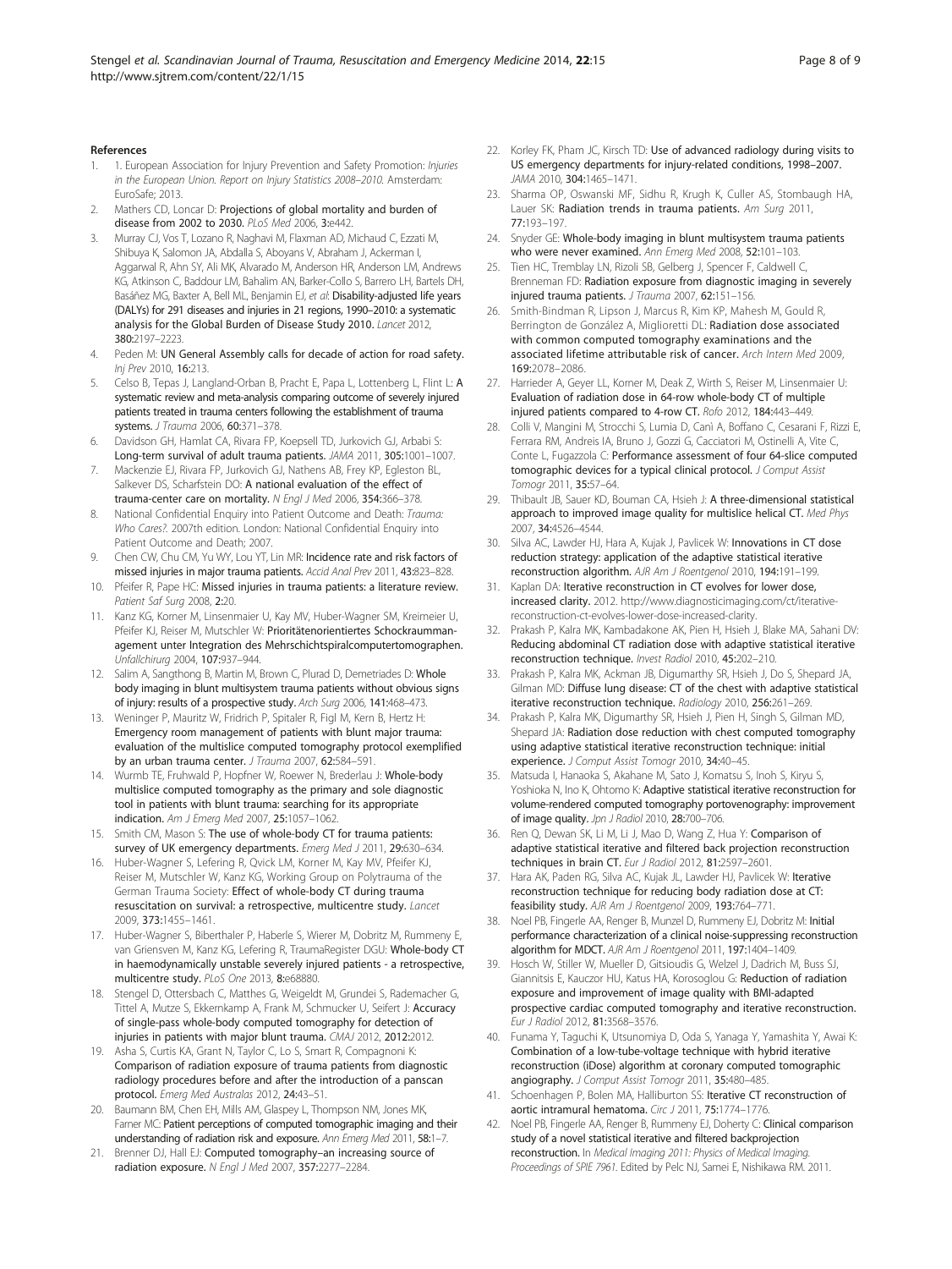## References

1. 1. European Association for Injury Prevention and Safety Promotion: *Injuries in the European Union. Report on Injury Statistics 2008–2010.* Amsterdam: EuroSafe; 2013.
2. Mathers CD, Loncar D: **Projections of global mortality and burden of disease from 2002 to 2030.** *PLoS Med* 2006, **3:**e442.
3. Murray CJ, Vos T, Lozano R, Naghavi M, Flaxman AD, Michaud C, Ezzati M, Shibuya K, Salomon JA, Abdalla S, Aboyans V, Abraham J, Ackerman I, Aggarwal R, Ahn SY, Ali MK, Alvarado M, Anderson HR, Anderson LM, Andrews KG, Atkinson C, Baddour LM, Bahalim AN, Barker-Collo S, Barrero LH, Bartels DH, Basáñez MG, Baxter A, Bell ML, Benjamin EJ, *et al*: **Disability-adjusted life years (DALYs) for 291 diseases and injuries in 21 regions, 1990–2010: a systematic analysis for the Global Burden of Disease Study 2010.** *Lancet* 2012, **380:**2197–2223.
4. Peden M: **UN General Assembly calls for decade of action for road safety.** *Inj Prev* 2010, **16:**213.
5. Celso B, Tepas J, Langland-Orban B, Pracht E, Papa L, Lottenberg L, Flint L: **A systematic review and meta-analysis comparing outcome of severely injured patients treated in trauma centers following the establishment of trauma systems.** *J Trauma* 2006, **60:**371–378.
6. Davidson GH, Hamlat CA, Rivara FP, Koepsell TD, Jurkovich GJ, Arbabi S: **Long-term survival of adult trauma patients.** *JAMA* 2011, **305:**1001–1007.
7. Mackenzie EJ, Rivara FP, Jurkovich GJ, Nathens AB, Frey KP, Egleston BL, Salkever DS, Scharfstein DO: **A national evaluation of the effect of trauma-center care on mortality.** *N Engl J Med* 2006, **354:**366–378.
8. National Confidential Enquiry into Patient Outcome and Death: *Trauma: Who Cares?.* 2007th edition. London: National Confidential Enquiry into Patient Outcome and Death; 2007.
9. Chen CW, Chu CM, Yu WY, Lou YT, Lin MR: **Incidence rate and risk factors of missed injuries in major trauma patients.** *Accid Anal Prev* 2011, **43:**823–828.
10. Pfeifer R, Pape HC: **Missed injuries in trauma patients: a literature review.** *Patient Saf Surg* 2008, **2:**20.
11. Kanz KG, Korner M, Linsenmaier U, Kay MV, Huber-Wagner SM, Kreimeier U, Pfeifer KJ, Reiser M, Mutschler W: **Prioritätenorientiertes Schockraummanagement unter Integration des Mehrschichtspiralcomputertomographen.** *Unfallchirurg* 2004, **107:**937–944.
12. Salim A, Sangthong B, Martin M, Brown C, Plurad D, Demetriades D: **Whole body imaging in blunt multisystem trauma patients without obvious signs of injury: results of a prospective study.** *Arch Surg* 2006, **141:**468–473.
13. Weninger P, Mauritz W, Fridrich P, Spitaler R, Figl M, Kern B, Hertz H: **Emergency room management of patients with blunt major trauma: evaluation of the multislice computed tomography protocol exemplified by an urban trauma center.** *J Trauma* 2007, **62:**584–591.
14. Wurmb TE, Fruhwald P, Hopfner W, Roewer N, Brederlau J: **Whole-body multislice computed tomography as the primary and sole diagnostic tool in patients with blunt trauma: searching for its appropriate indication.** *Am J Emerg Med* 2007, **25:**1057–1062.
15. Smith CM, Mason S: **The use of whole-body CT for trauma patients: survey of UK emergency departments.** *Emerg Med J* 2011, **29:**630–634.
16. Huber-Wagner S, Lefering R, Qvick LM, Korner M, Kay MV, Pfeifer KJ, Reiser M, Mutschler W, Kanz KG, Working Group on Polytrauma of the German Trauma Society: **Effect of whole-body CT during trauma resuscitation on survival: a retrospective, multicentre study.** *Lancet* 2009, **373:**1455–1461.
17. Huber-Wagner S, Biberthaler P, Haberle S, Wierer M, Dobritz M, Rummeny E, van Griensven M, Kanz KG, Lefering R, TraumaRegister DGU: **Whole-body CT in haemodynamically unstable severely injured patients - a retrospective, multicentre study.** *PLoS One* 2013, **8:**e68880.
18. Stengel D, Ottersbach C, Matthes G, Weigeldt M, Grundei S, Rademacher G, Tittel A, Mutze S, Ekkernkamp A, Frank M, Schmucker U, Seifert J: **Accuracy of single-pass whole-body computed tomography for detection of injuries in patients with major blunt trauma.** *CMAJ* 2012, **2012:**2012.
19. Asha S, Curtis KA, Grant N, Taylor C, Lo S, Smart R, Compagnoni K: **Comparison of radiation exposure of trauma patients from diagnostic radiology procedures before and after the introduction of a panscan protocol.** *Emerg Med Australas* 2012, **24:**43–51.
20. Baumann BM, Chen EH, Mills AM, Glaspey L, Thompson NM, Jones MK, Farner MC: **Patient perceptions of computed tomographic imaging and their understanding of radiation risk and exposure.** *Ann Emerg Med* 2011, **58:**1–7.
21. Brenner DJ, Hall EJ: **Computed tomography–an increasing source of radiation exposure.** *N Engl J Med* 2007, **357:**2277–2284.
22. Korley FK, Pham JC, Kirsch TD: **Use of advanced radiology during visits to US emergency departments for injury-related conditions, 1998–2007.** *JAMA* 2010, **304:**1465–1471.
23. Sharma OP, Oswanski MF, Sidhu R, Krugh K, Culler AS, Stombaugh HA, Lauer SK: **Radiation trends in trauma patients.** *Am Surg* 2011, **77:**193–197.
24. Snyder GE: **Whole-body imaging in blunt multisystem trauma patients who were never examined.** *Ann Emerg Med* 2008, **52:**101–103.
25. Tien HC, Tremblay LN, Rizoli SB, Gelberg J, Spencer F, Caldwell C, Brenneman FD: **Radiation exposure from diagnostic imaging in severely injured trauma patients.** *J Trauma* 2007, **62:**151–156.
26. Smith-Bindman R, Lipson J, Marcus R, Kim KP, Mahesh M, Gould R, Berrington de González A, Miglioretti DL: **Radiation dose associated with common computed tomography examinations and the associated lifetime attributable risk of cancer.** *Arch Intern Med* 2009, **169:**2078–2086.
27. Harrieder A, Geyer LL, Korner M, Deak Z, Wirth S, Reiser M, Linsenmaier U: **Evaluation of radiation dose in 64-row whole-body CT of multiple injured patients compared to 4-row CT.** *Rofo* 2012, **184:**443–449.
28. Colli V, Mangini M, Strocchi S, Lumia D, Canì A, Boffano C, Cesarani F, Rizzi E, Ferrara RM, Andreis IA, Bruno J, Gozzi G, Cacciatori M, Ostinelli A, Vite C, Conte L, Fugazzola C: **Performance assessment of four 64-slice computed tomographic devices for a typical clinical protocol.** *J Comput Assist Tomogr* 2011, **35:**57–64.
29. Thibault JB, Sauer KD, Bouman CA, Hsieh J: **A three-dimensional statistical approach to improved image quality for multislice helical CT.** *Med Phys* 2007, **34:**4526–4544.
30. Silva AC, Lawder HJ, Hara A, Kujak J, Pavlicek W: **Innovations in CT dose reduction strategy: application of the adaptive statistical iterative reconstruction algorithm.** *AJR Am J Roentgenol* 2010, **194:**191–199.
31. Kaplan DA: **Iterative reconstruction in CT evolves for lower dose, increased clarity.** 2012. http://www.diagnosticimaging.com/ct/iterative-reconstruction-ct-evolves-lower-dose-increased-clarity.
32. Prakash P, Kalra MK, Kambadakone AK, Pien H, Hsieh J, Blake MA, Sahani DV: **Reducing abdominal CT radiation dose with adaptive statistical iterative reconstruction technique.** *Invest Radiol* 2010, **45:**202–210.
33. Prakash P, Kalra MK, Ackman JB, Digumarthy SR, Hsieh J, Do S, Shepard JA, Gilman MD: **Diffuse lung disease: CT of the chest with adaptive statistical iterative reconstruction technique.** *Radiology* 2010, **256:**261–269.
34. Prakash P, Kalra MK, Digumarthy SR, Hsieh J, Pien H, Singh S, Gilman MD, Shepard JA: **Radiation dose reduction with chest computed tomography using adaptive statistical iterative reconstruction technique: initial experience.** *J Comput Assist Tomogr* 2010, **34:**40–45.
35. Matsuda I, Hanaoka S, Akahane M, Sato J, Komatsu S, Inoh S, Kiryu S, Yoshioka N, Ino K, Ohtomo K: **Adaptive statistical iterative reconstruction for volume-rendered computed tomography portovenography: improvement of image quality.** *Jpn J Radiol* 2010, **28:**700–706.
36. Ren Q, Dewan SK, Li M, Li J, Mao D, Wang Z, Hua Y: **Comparison of adaptive statistical iterative and filtered back projection reconstruction techniques in brain CT.** *Eur J Radiol* 2012, **81:**2597–2601.
37. Hara AK, Paden RG, Silva AC, Kujak JL, Lawder HJ, Pavlicek W: **Iterative reconstruction technique for reducing body radiation dose at CT: feasibility study.** *AJR Am J Roentgenol* 2009, **193:**764–771.
38. Noel PB, Fingerle AA, Renger B, Munzel D, Rummeny EJ, Dobritz M: **Initial performance characterization of a clinical noise-suppressing reconstruction algorithm for MDCT.** *AJR Am J Roentgenol* 2011, **197:**1404–1409.
39. Hosch W, Stiller W, Mueller D, Gitsioudis G, Welzel J, Dadrich M, Buss SJ, Giannitsis E, Kauczor HU, Katus HA, Korosoglou G: **Reduction of radiation exposure and improvement of image quality with BMI-adapted prospective cardiac computed tomography and iterative reconstruction.** *Eur J Radiol* 2012, **81:**3568–3576.
40. Funama Y, Taguchi K, Utsunomiya D, Oda S, Yanaga Y, Yamashita Y, Awai K: **Combination of a low-tube-voltage technique with hybrid iterative reconstruction (iDose) algorithm at coronary computed tomographic angiography.** *J Comput Assist Tomogr* 2011, **35:**480–485.
41. Schoenhagen P, Bolen MA, Halliburton SS: **Iterative CT reconstruction of aortic intramural hematoma.** *Circ J* 2011, **75:**1774–1776.
42. Noel PB, Fingerle AA, Renger B, Rummeny EJ, Doherty C: **Clinical comparison study of a novel statistical iterative and filtered backprojection reconstruction.** In *Medical Imaging 2011: Physics of Medical Imaging. Proceedings of SPIE 7961.* Edited by Pelc NJ, Samei E, Nishikawa RM. 2011.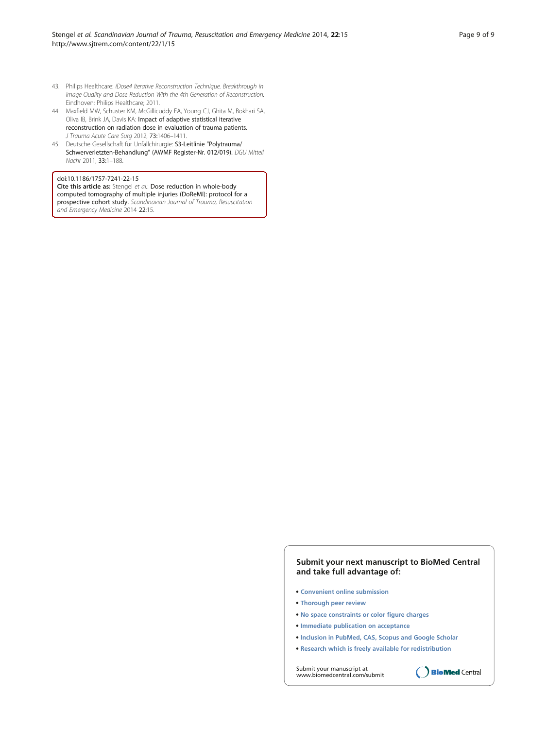43. Philips Healthcare: *iDose4 Iterative Reconstruction Technique. Breakthrough in image Quality and Dose Reduction With the 4th Generation of Reconstruction.* Eindhoven: Philips Healthcare; 2011.
44. Maxfield MW, Schuster KM, McGillicuddy EA, Young CJ, Ghita M, Bokhari SA, Oliva IB, Brink JA, Davis KA: Impact of adaptive statistical iterative reconstruction on radiation dose in evaluation of trauma patients. *J Trauma Acute Care Surg* 2012, **73**:1406–1411.
45. Deutsche Gesellschaft für Unfallchirurgie: S3-Leitlinie "Polytrauma/Schwerverletzten-Behandlung" (AWMF Register-Nr. 012/019). *DGU Mitteil Nachr* 2011, **33**:1–188.

doi:10.1186/1757-7241-22-15
**Cite this article as:** Stengel *et al.*: Dose reduction in whole-body computed tomography of multiple injuries (DoReMI): protocol for a prospective cohort study. *Scandinavian Journal of Trauma, Resuscitation and Emergency Medicine* 2014 **22**:15.

**Submit your next manuscript to BioMed Central and take full advantage of:**

- **Convenient online submission**
- **Thorough peer review**
- **No space constraints or color figure charges**
- **Immediate publication on acceptance**
- **Inclusion in PubMed, CAS, Scopus and Google Scholar**
- **Research which is freely available for redistribution**

Submit your manuscript at
www.biomedcentral.com/submit

BioMed Central